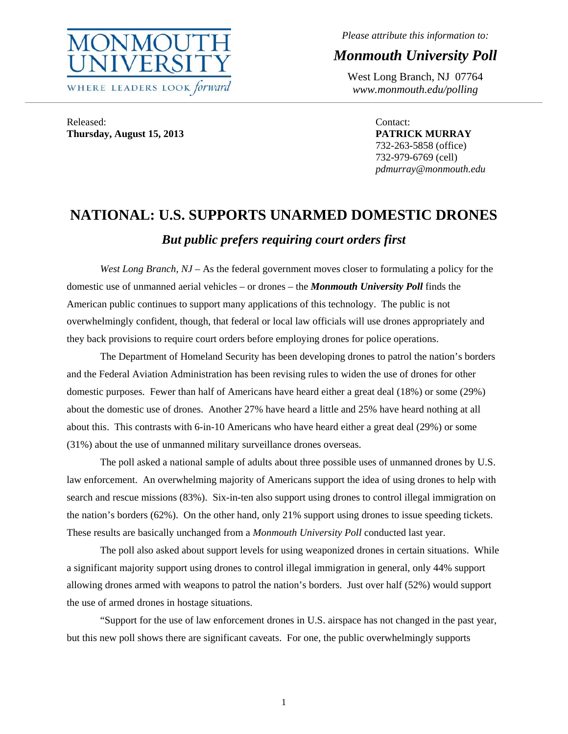**MONMOUTH UNIVERSITY**
WHERE LEADERS LOOK *forward*

*Please attribute this information to:*

***Monmouth University Poll***

West Long Branch, NJ 07764
*www.monmouth.edu/polling*

Released:
**Thursday, August 15, 2013**

Contact:
**PATRICK MURRAY**
732-263-5858 (office)
732-979-6769 (cell)
*pdmurray@monmouth.edu*

# NATIONAL: U.S. SUPPORTS UNARMED DOMESTIC DRONES

## *But public prefers requiring court orders first*

*West Long Branch, NJ* – As the federal government moves closer to formulating a policy for the domestic use of unmanned aerial vehicles – or drones – the ***Monmouth University Poll*** finds the American public continues to support many applications of this technology. The public is not overwhelmingly confident, though, that federal or local law officials will use drones appropriately and they back provisions to require court orders before employing drones for police operations.

The Department of Homeland Security has been developing drones to patrol the nation's borders and the Federal Aviation Administration has been revising rules to widen the use of drones for other domestic purposes. Fewer than half of Americans have heard either a great deal (18%) or some (29%) about the domestic use of drones. Another 27% have heard a little and 25% have heard nothing at all about this. This contrasts with 6-in-10 Americans who have heard either a great deal (29%) or some (31%) about the use of unmanned military surveillance drones overseas.

The poll asked a national sample of adults about three possible uses of unmanned drones by U.S. law enforcement. An overwhelming majority of Americans support the idea of using drones to help with search and rescue missions (83%). Six-in-ten also support using drones to control illegal immigration on the nation's borders (62%). On the other hand, only 21% support using drones to issue speeding tickets. These results are basically unchanged from a *Monmouth University Poll* conducted last year.

The poll also asked about support levels for using weaponized drones in certain situations. While a significant majority support using drones to control illegal immigration in general, only 44% support allowing drones armed with weapons to patrol the nation's borders. Just over half (52%) would support the use of armed drones in hostage situations.

"Support for the use of law enforcement drones in U.S. airspace has not changed in the past year, but this new poll shows there are significant caveats. For one, the public overwhelmingly supports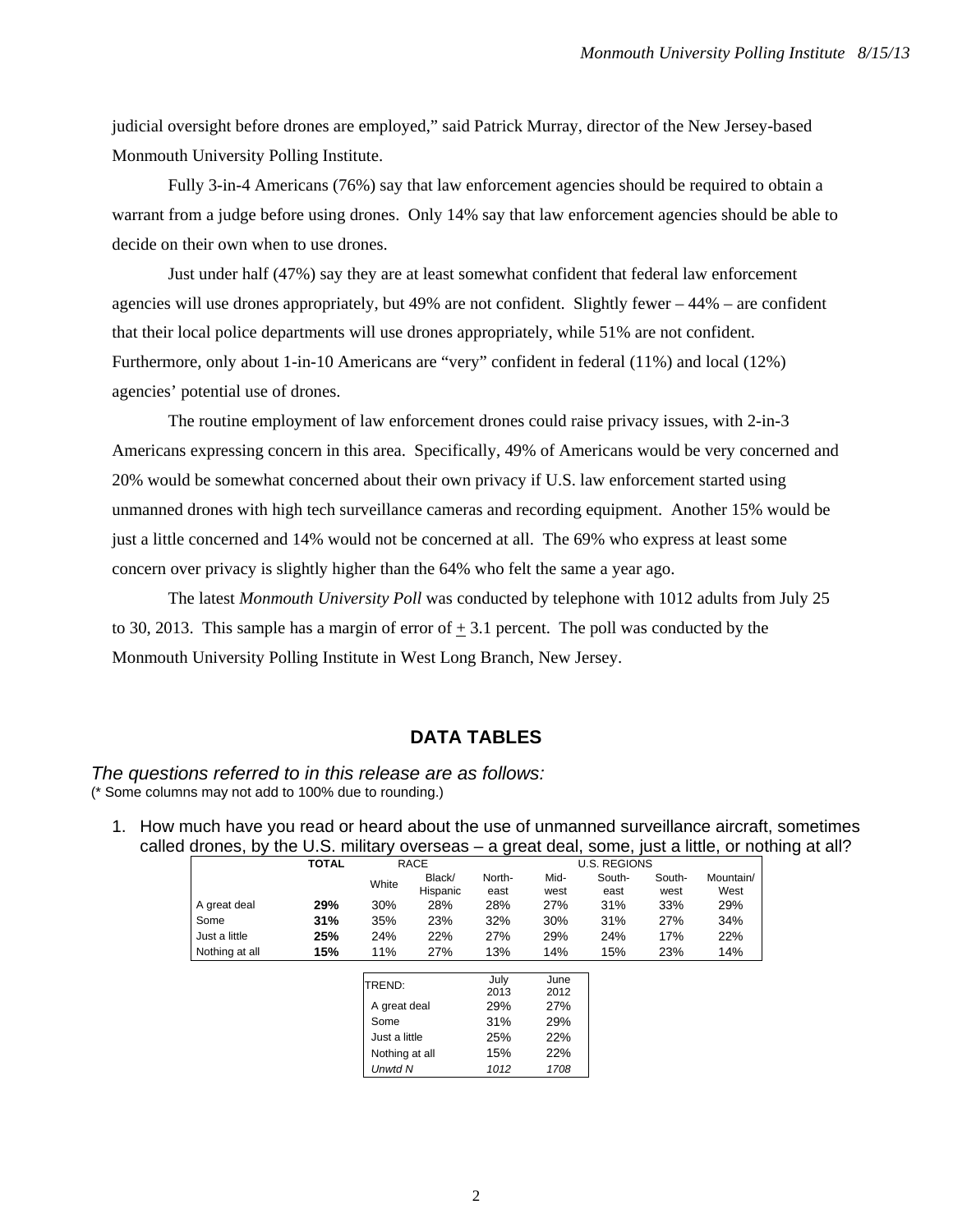judicial oversight before drones are employed," said Patrick Murray, director of the New Jersey-based Monmouth University Polling Institute.

Fully 3-in-4 Americans (76%) say that law enforcement agencies should be required to obtain a warrant from a judge before using drones. Only 14% say that law enforcement agencies should be able to decide on their own when to use drones.

Just under half (47%) say they are at least somewhat confident that federal law enforcement agencies will use drones appropriately, but 49% are not confident. Slightly fewer – 44% – are confident that their local police departments will use drones appropriately, while 51% are not confident. Furthermore, only about 1-in-10 Americans are "very" confident in federal (11%) and local (12%) agencies' potential use of drones.

The routine employment of law enforcement drones could raise privacy issues, with 2-in-3 Americans expressing concern in this area. Specifically, 49% of Americans would be very concerned and 20% would be somewhat concerned about their own privacy if U.S. law enforcement started using unmanned drones with high tech surveillance cameras and recording equipment. Another 15% would be just a little concerned and 14% would not be concerned at all. The 69% who express at least some concern over privacy is slightly higher than the 64% who felt the same a year ago.

The latest *Monmouth University Poll* was conducted by telephone with 1012 adults from July 25 to 30, 2013. This sample has a margin of error of ± 3.1 percent. The poll was conducted by the Monmouth University Polling Institute in West Long Branch, New Jersey.

## DATA TABLES

*The questions referred to in this release are as follows:*
(* Some columns may not add to 100% due to rounding.)

1. How much have you read or heard about the use of unmanned surveillance aircraft, sometimes called drones, by the U.S. military overseas – a great deal, some, just a little, or nothing at all?

| | TOTAL | RACE | | U.S. REGIONS | | | | |
|---|---|---|---|---|---|---|---|---|
| | | White | Black/ Hispanic | North-east | Mid-west | South-east | South-west | Mountain/ West |
| A great deal | **29%** | 30% | 28% | 28% | 27% | 31% | 33% | 29% |
| Some | **31%** | 35% | 23% | 32% | 30% | 31% | 27% | 34% |
| Just a little | **25%** | 24% | 22% | 27% | 29% | 24% | 17% | 22% |
| Nothing at all | **15%** | 11% | 27% | 13% | 14% | 15% | 23% | 14% |

| TREND: | July 2013 | June 2012 |
|---|---|---|
| A great deal | 29% | 27% |
| Some | 31% | 29% |
| Just a little | 25% | 22% |
| Nothing at all | 15% | 22% |
| *Unwtd N* | *1012* | *1708* |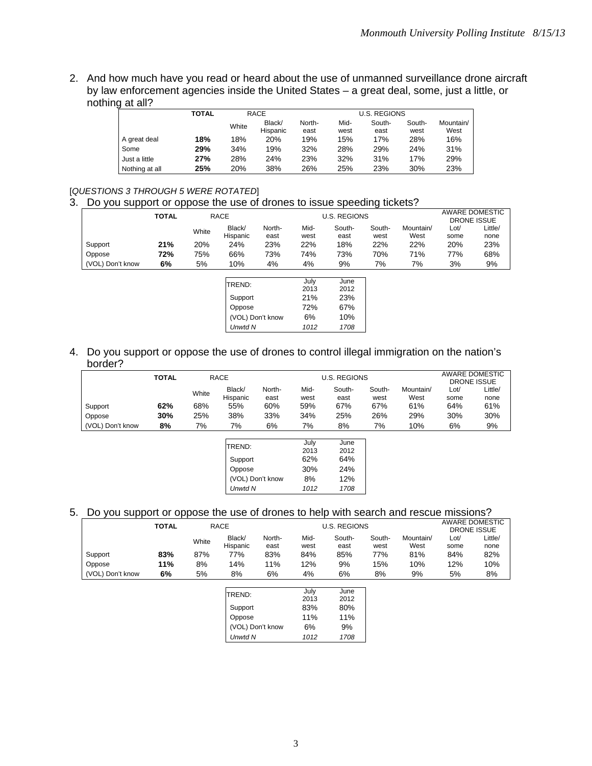2. And how much have you read or heard about the use of unmanned surveillance drone aircraft by law enforcement agencies inside the United States – a great deal, some, just a little, or nothing at all?

| | TOTAL | RACE | | U.S. REGIONS | | | | |
|---|---|---|---|---|---|---|---|---|
| | | White | Black/ Hispanic | North-east | Mid-west | South-east | South-west | Mountain/ West |
| A great deal | **18%** | 18% | 20% | 19% | 15% | 17% | 28% | 16% |
| Some | **29%** | 34% | 19% | 32% | 28% | 29% | 24% | 31% |
| Just a little | **27%** | 28% | 24% | 23% | 32% | 31% | 17% | 29% |
| Nothing at all | **25%** | 20% | 38% | 26% | 25% | 23% | 30% | 23% |

[*QUESTIONS 3 THROUGH 5 WERE ROTATED*]

3. Do you support or oppose the use of drones to issue speeding tickets?

| | TOTAL | RACE | | U.S. REGIONS | | | | | AWARE DOMESTIC DRONE ISSUE | |
|---|---|---|---|---|---|---|---|---|---|---|
| | | White | Black/ Hispanic | North-east | Mid-west | South-east | South-west | Mountain/ West | Lot/ some | Little/ none |
| Support | **21%** | 20% | 24% | 23% | 22% | 18% | 22% | 22% | 20% | 23% |
| Oppose | **72%** | 75% | 66% | 73% | 74% | 73% | 70% | 71% | 77% | 68% |
| (VOL) Don't know | **6%** | 5% | 10% | 4% | 4% | 9% | 7% | 7% | 3% | 9% |

| TREND: | July 2013 | June 2012 |
|---|---|---|
| Support | 21% | 23% |
| Oppose | 72% | 67% |
| (VOL) Don't know | 6% | 10% |
| *Unwtd N* | *1012* | *1708* |

4. Do you support or oppose the use of drones to control illegal immigration on the nation's border?

| | TOTAL | RACE | | U.S. REGIONS | | | | | AWARE DOMESTIC DRONE ISSUE | |
|---|---|---|---|---|---|---|---|---|---|---|
| | | White | Black/ Hispanic | North-east | Mid-west | South-east | South-west | Mountain/ West | Lot/ some | Little/ none |
| Support | **62%** | 68% | 55% | 60% | 59% | 67% | 67% | 61% | 64% | 61% |
| Oppose | **30%** | 25% | 38% | 33% | 34% | 25% | 26% | 29% | 30% | 30% |
| (VOL) Don't know | **8%** | 7% | 7% | 6% | 7% | 8% | 7% | 10% | 6% | 9% |

| TREND: | July 2013 | June 2012 |
|---|---|---|
| Support | 62% | 64% |
| Oppose | 30% | 24% |
| (VOL) Don't know | 8% | 12% |
| *Unwtd N* | *1012* | *1708* |

5. Do you support or oppose the use of drones to help with search and rescue missions?

| | TOTAL | RACE | | U.S. REGIONS | | | | | AWARE DOMESTIC DRONE ISSUE | |
|---|---|---|---|---|---|---|---|---|---|---|
| | | White | Black/ Hispanic | North-east | Mid-west | South-east | South-west | Mountain/ West | Lot/ some | Little/ none |
| Support | **83%** | 87% | 77% | 83% | 84% | 85% | 77% | 81% | 84% | 82% |
| Oppose | **11%** | 8% | 14% | 11% | 12% | 9% | 15% | 10% | 12% | 10% |
| (VOL) Don't know | **6%** | 5% | 8% | 6% | 4% | 6% | 8% | 9% | 5% | 8% |

| TREND: | July 2013 | June 2012 |
|---|---|---|
| Support | 83% | 80% |
| Oppose | 11% | 11% |
| (VOL) Don't know | 6% | 9% |
| *Unwtd N* | *1012* | *1708* |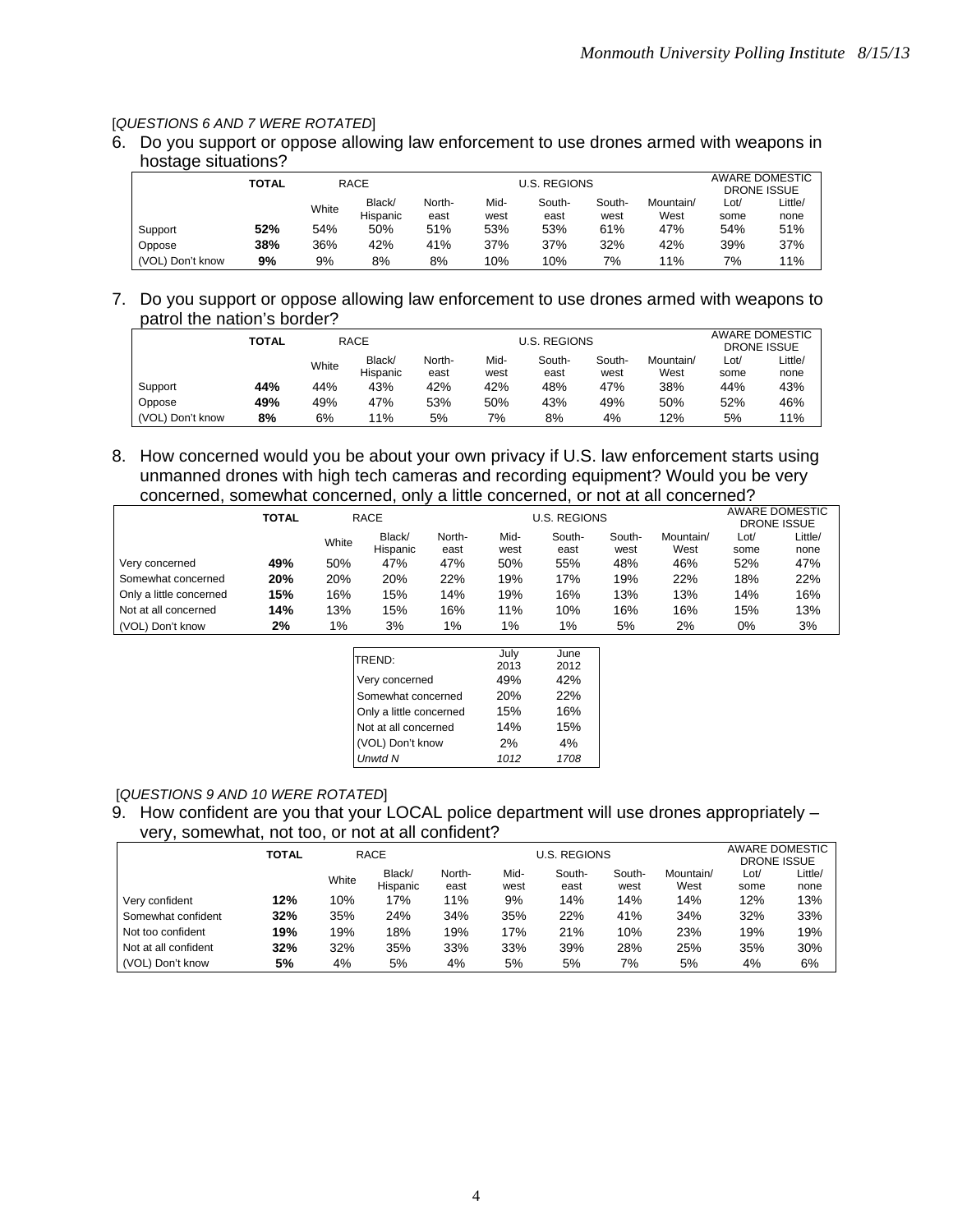[*QUESTIONS 6 AND 7 WERE ROTATED*]

6. Do you support or oppose allowing law enforcement to use drones armed with weapons in hostage situations?

| | TOTAL | RACE | | U.S. REGIONS | | | | | AWARE DOMESTIC DRONE ISSUE | |
|---|---|---|---|---|---|---|---|---|---|---|
| | | White | Black/ Hispanic | North- east | Mid- west | South- east | South- west | Mountain/ West | Lot/ some | Little/ none |
| Support | **52%** | 54% | 50% | 51% | 53% | 53% | 61% | 47% | 54% | 51% |
| Oppose | **38%** | 36% | 42% | 41% | 37% | 37% | 32% | 42% | 39% | 37% |
| (VOL) Don't know | **9%** | 9% | 8% | 8% | 10% | 10% | 7% | 11% | 7% | 11% |

7. Do you support or oppose allowing law enforcement to use drones armed with weapons to patrol the nation's border?

| | TOTAL | RACE | | U.S. REGIONS | | | | | AWARE DOMESTIC DRONE ISSUE | |
|---|---|---|---|---|---|---|---|---|---|---|
| | | White | Black/ Hispanic | North- east | Mid- west | South- east | South- west | Mountain/ West | Lot/ some | Little/ none |
| Support | **44%** | 44% | 43% | 42% | 42% | 48% | 47% | 38% | 44% | 43% |
| Oppose | **49%** | 49% | 47% | 53% | 50% | 43% | 49% | 50% | 52% | 46% |
| (VOL) Don't know | **8%** | 6% | 11% | 5% | 7% | 8% | 4% | 12% | 5% | 11% |

8. How concerned would you be about your own privacy if U.S. law enforcement starts using unmanned drones with high tech cameras and recording equipment? Would you be very concerned, somewhat concerned, only a little concerned, or not at all concerned?

| | TOTAL | RACE | | U.S. REGIONS | | | | | AWARE DOMESTIC DRONE ISSUE | |
|---|---|---|---|---|---|---|---|---|---|---|
| | | White | Black/ Hispanic | North- east | Mid- west | South- east | South- west | Mountain/ West | Lot/ some | Little/ none |
| Very concerned | **49%** | 50% | 47% | 47% | 50% | 55% | 48% | 46% | 52% | 47% |
| Somewhat concerned | **20%** | 20% | 20% | 22% | 19% | 17% | 19% | 22% | 18% | 22% |
| Only a little concerned | **15%** | 16% | 15% | 14% | 19% | 16% | 13% | 13% | 14% | 16% |
| Not at all concerned | **14%** | 13% | 15% | 16% | 11% | 10% | 16% | 16% | 15% | 13% |
| (VOL) Don't know | **2%** | 1% | 3% | 1% | 1% | 1% | 5% | 2% | 0% | 3% |

| TREND: | July 2013 | June 2012 |
|---|---|---|
| Very concerned | 49% | 42% |
| Somewhat concerned | 20% | 22% |
| Only a little concerned | 15% | 16% |
| Not at all concerned | 14% | 15% |
| (VOL) Don't know | 2% | 4% |
| *Unwtd N* | *1012* | *1708* |

[*QUESTIONS 9 AND 10 WERE ROTATED*]

9. How confident are you that your LOCAL police department will use drones appropriately – very, somewhat, not too, or not at all confident?

| | TOTAL | RACE | | U.S. REGIONS | | | | | AWARE DOMESTIC DRONE ISSUE | |
|---|---|---|---|---|---|---|---|---|---|---|
| | | White | Black/ Hispanic | North- east | Mid- west | South- east | South- west | Mountain/ West | Lot/ some | Little/ none |
| Very confident | **12%** | 10% | 17% | 11% | 9% | 14% | 14% | 14% | 12% | 13% |
| Somewhat confident | **32%** | 35% | 24% | 34% | 35% | 22% | 41% | 34% | 32% | 33% |
| Not too confident | **19%** | 19% | 18% | 19% | 17% | 21% | 10% | 23% | 19% | 19% |
| Not at all confident | **32%** | 32% | 35% | 33% | 33% | 39% | 28% | 25% | 35% | 30% |
| (VOL) Don't know | **5%** | 4% | 5% | 4% | 5% | 5% | 7% | 5% | 4% | 6% |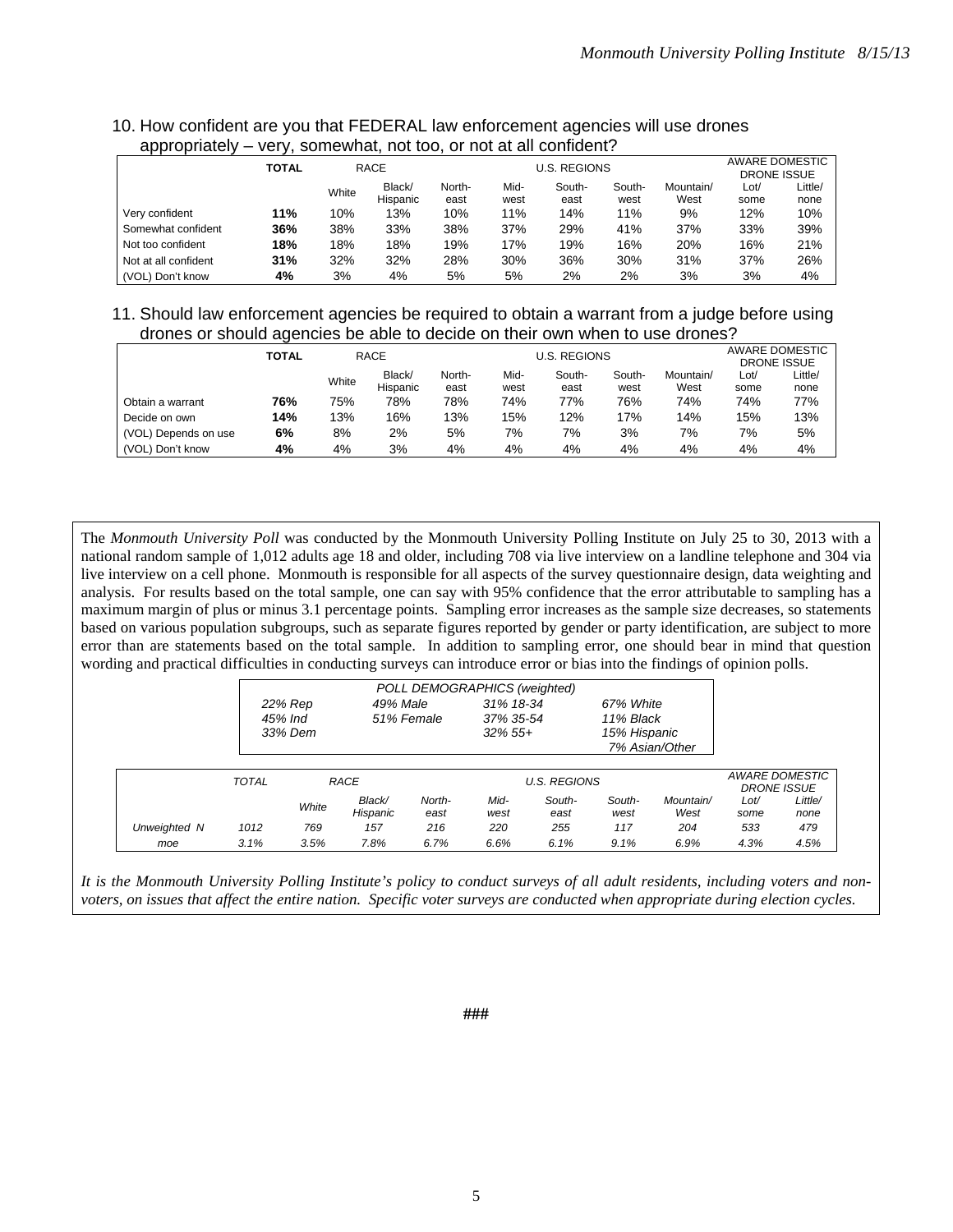10. How confident are you that FEDERAL law enforcement agencies will use drones appropriately – very, somewhat, not too, or not at all confident?

| | TOTAL | RACE | | U.S. REGIONS | | | | | AWARE DOMESTIC DRONE ISSUE | |
|---|---|---|---|---|---|---|---|---|---|---|
| | | White | Black/ Hispanic | North-east | Mid-west | South-east | South-west | Mountain/ West | Lot/ some | Little/ none |
| Very confident | **11%** | 10% | 13% | 10% | 11% | 14% | 11% | 9% | 12% | 10% |
| Somewhat confident | **36%** | 38% | 33% | 38% | 37% | 29% | 41% | 37% | 33% | 39% |
| Not too confident | **18%** | 18% | 18% | 19% | 17% | 19% | 16% | 20% | 16% | 21% |
| Not at all confident | **31%** | 32% | 32% | 28% | 30% | 36% | 30% | 31% | 37% | 26% |
| (VOL) Don't know | **4%** | 3% | 4% | 5% | 5% | 2% | 2% | 3% | 3% | 4% |

11. Should law enforcement agencies be required to obtain a warrant from a judge before using drones or should agencies be able to decide on their own when to use drones?

| | TOTAL | RACE | | U.S. REGIONS | | | | | AWARE DOMESTIC DRONE ISSUE | |
|---|---|---|---|---|---|---|---|---|---|---|
| | | White | Black/ Hispanic | North-east | Mid-west | South-east | South-west | Mountain/ West | Lot/ some | Little/ none |
| Obtain a warrant | **76%** | 75% | 78% | 78% | 74% | 77% | 76% | 74% | 74% | 77% |
| Decide on own | **14%** | 13% | 16% | 13% | 15% | 12% | 17% | 14% | 15% | 13% |
| (VOL) Depends on use | **6%** | 8% | 2% | 5% | 7% | 7% | 3% | 7% | 7% | 5% |
| (VOL) Don't know | **4%** | 4% | 3% | 4% | 4% | 4% | 4% | 4% | 4% | 4% |

The *Monmouth University Poll* was conducted by the Monmouth University Polling Institute on July 25 to 30, 2013 with a national random sample of 1,012 adults age 18 and older, including 708 via live interview on a landline telephone and 304 via live interview on a cell phone. Monmouth is responsible for all aspects of the survey questionnaire design, data weighting and analysis. For results based on the total sample, one can say with 95% confidence that the error attributable to sampling has a maximum margin of plus or minus 3.1 percentage points. Sampling error increases as the sample size decreases, so statements based on various population subgroups, such as separate figures reported by gender or party identification, are subject to more error than are statements based on the total sample. In addition to sampling error, one should bear in mind that question wording and practical difficulties in conducting surveys can introduce error or bias into the findings of opinion polls.

| *POLL DEMOGRAPHICS (weighted)* | | | |
|---|---|---|---|
| *22% Rep* | *49% Male* | *31% 18-34* | *67% White* |
| *45% Ind* | *51% Female* | *37% 35-54* | *11% Black* |
| *33% Dem* | | *32% 55+* | *15% Hispanic* |
| | | | *7% Asian/Other* |

| | *TOTAL* | *RACE* | | *U.S. REGIONS* | | | | | *AWARE DOMESTIC DRONE ISSUE* | |
|---|---|---|---|---|---|---|---|---|---|---|
| | | *White* | *Black/ Hispanic* | *North-east* | *Mid-west* | *South-east* | *South-west* | *Mountain/ West* | *Lot/ some* | *Little/ none* |
| *Unweighted N* | *1012* | *769* | *157* | *216* | *220* | *255* | *117* | *204* | *533* | *479* |
| *moe* | *3.1%* | *3.5%* | *7.8%* | *6.7%* | *6.6%* | *6.1%* | *9.1%* | *6.9%* | *4.3%* | *4.5%* |

*It is the Monmouth University Polling Institute's policy to conduct surveys of all adult residents, including voters and non-voters, on issues that affect the entire nation. Specific voter surveys are conducted when appropriate during election cycles.*

###